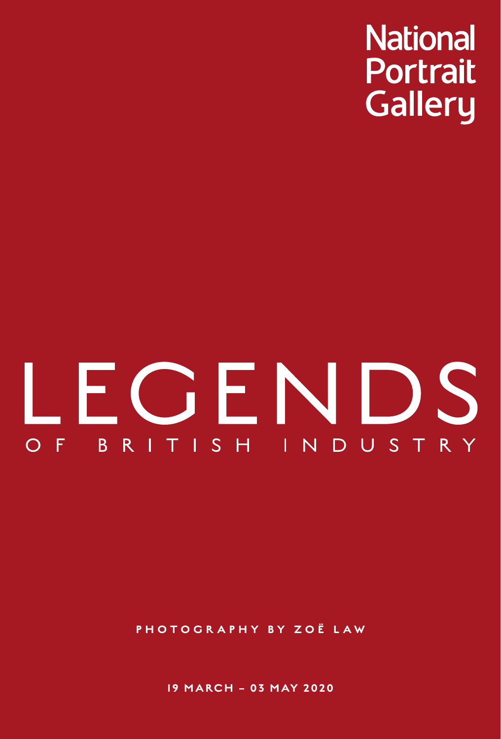National Portrait Gallery

# LEGENDS

## OF BRITISH INDUSTRY

**PHOTOGRAPHY BY ZOË LAW**

**19 MARCH – 03 MAY 2020**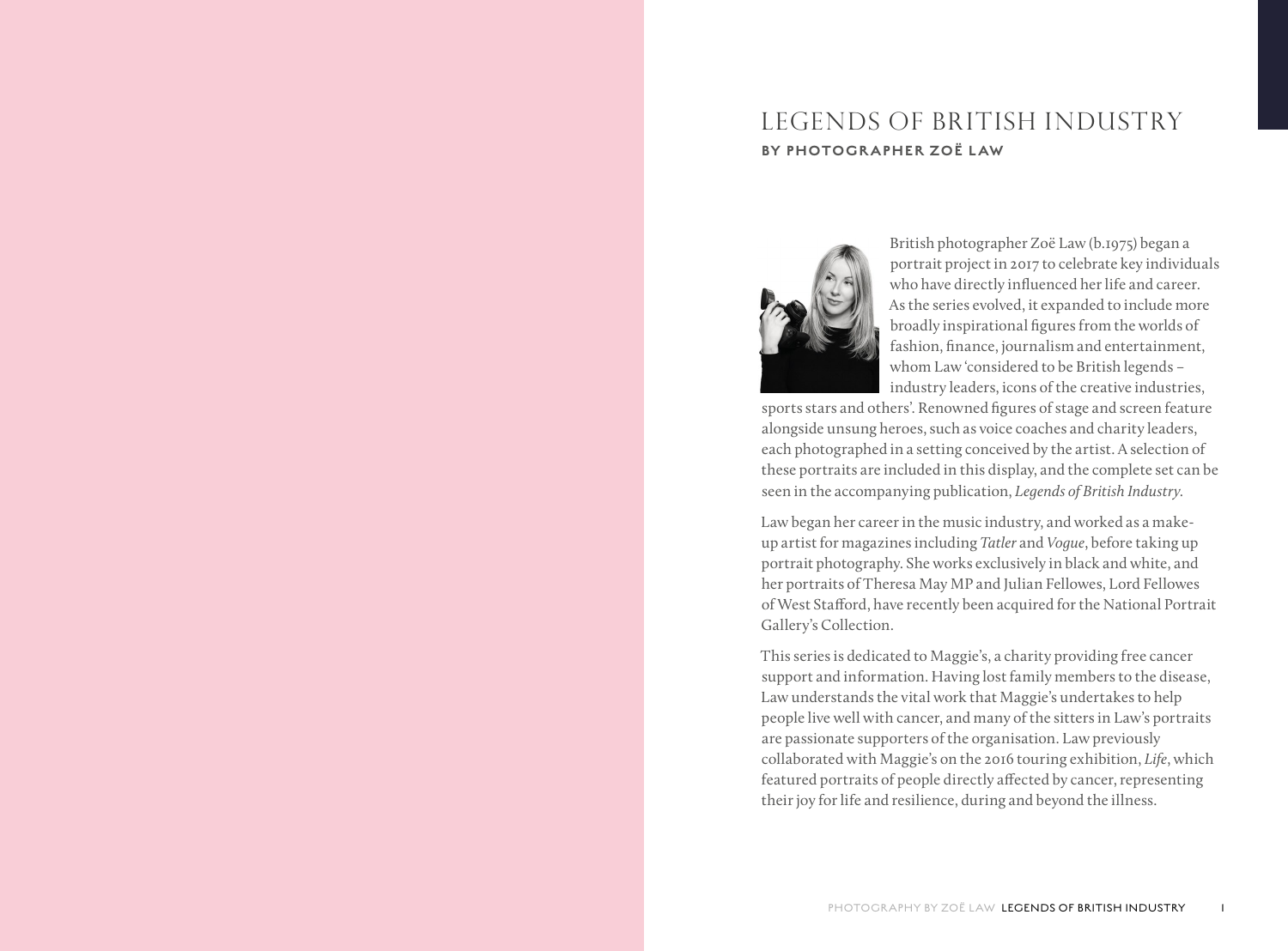# LEGENDS OF BRITISH INDUSTRY

## BY PHOTOGRAPHER ZOË LAW

British photographer Zoë Law (b.1975) began a portrait project in 2017 to celebrate key individuals who have directly influenced her life and career. As the series evolved, it expanded to include more broadly inspirational figures from the worlds of fashion, finance, journalism and entertainment, whom Law 'considered to be British legends – industry leaders, icons of the creative industries, sports stars and others'. Renowned figures of stage and screen feature alongside unsung heroes, such as voice coaches and charity leaders, each photographed in a setting conceived by the artist. A selection of these portraits are included in this display, and the complete set can be seen in the accompanying publication, *Legends of British Industry*.

Law began her career in the music industry, and worked as a make-up artist for magazines including *Tatler* and *Vogue*, before taking up portrait photography. She works exclusively in black and white, and her portraits of Theresa May MP and Julian Fellowes, Lord Fellowes of West Stafford, have recently been acquired for the National Portrait Gallery's Collection.

This series is dedicated to Maggie's, a charity providing free cancer support and information. Having lost family members to the disease, Law understands the vital work that Maggie's undertakes to help people live well with cancer, and many of the sitters in Law's portraits are passionate supporters of the organisation. Law previously collaborated with Maggie's on the 2016 touring exhibition, *Life*, which featured portraits of people directly affected by cancer, representing their joy for life and resilience, during and beyond the illness.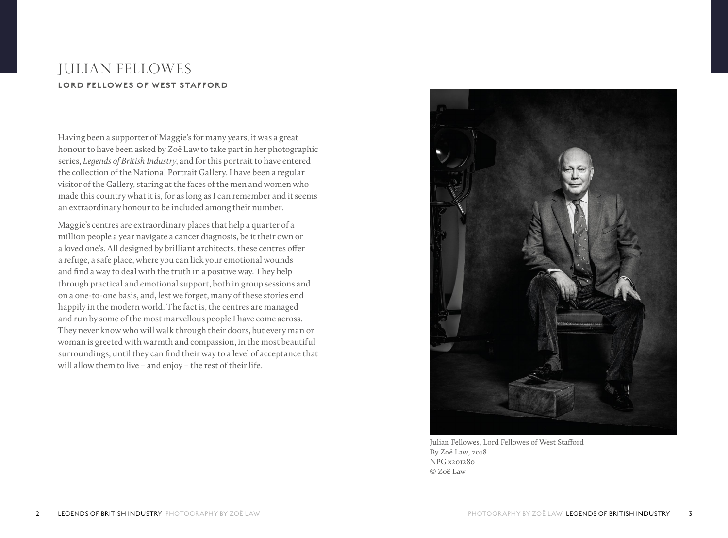# JULIAN FELLOWES

**LORD FELLOWES OF WEST STAFFORD**

Having been a supporter of Maggie's for many years, it was a great honour to have been asked by Zoë Law to take part in her photographic series, *Legends of British Industry*, and for this portrait to have entered the collection of the National Portrait Gallery. I have been a regular visitor of the Gallery, staring at the faces of the men and women who made this country what it is, for as long as I can remember and it seems an extraordinary honour to be included among their number.

Maggie's centres are extraordinary places that help a quarter of a million people a year navigate a cancer diagnosis, be it their own or a loved one's. All designed by brilliant architects, these centres offer a refuge, a safe place, where you can lick your emotional wounds and find a way to deal with the truth in a positive way. They help through practical and emotional support, both in group sessions and on a one-to-one basis, and, lest we forget, many of these stories end happily in the modern world. The fact is, the centres are managed and run by some of the most marvellous people I have come across. They never know who will walk through their doors, but every man or woman is greeted with warmth and compassion, in the most beautiful surroundings, until they can find their way to a level of acceptance that will allow them to live – and enjoy – the rest of their life.

Julian Fellowes, Lord Fellowes of West Stafford
By Zoë Law, 2018
NPG x201280
© Zoë Law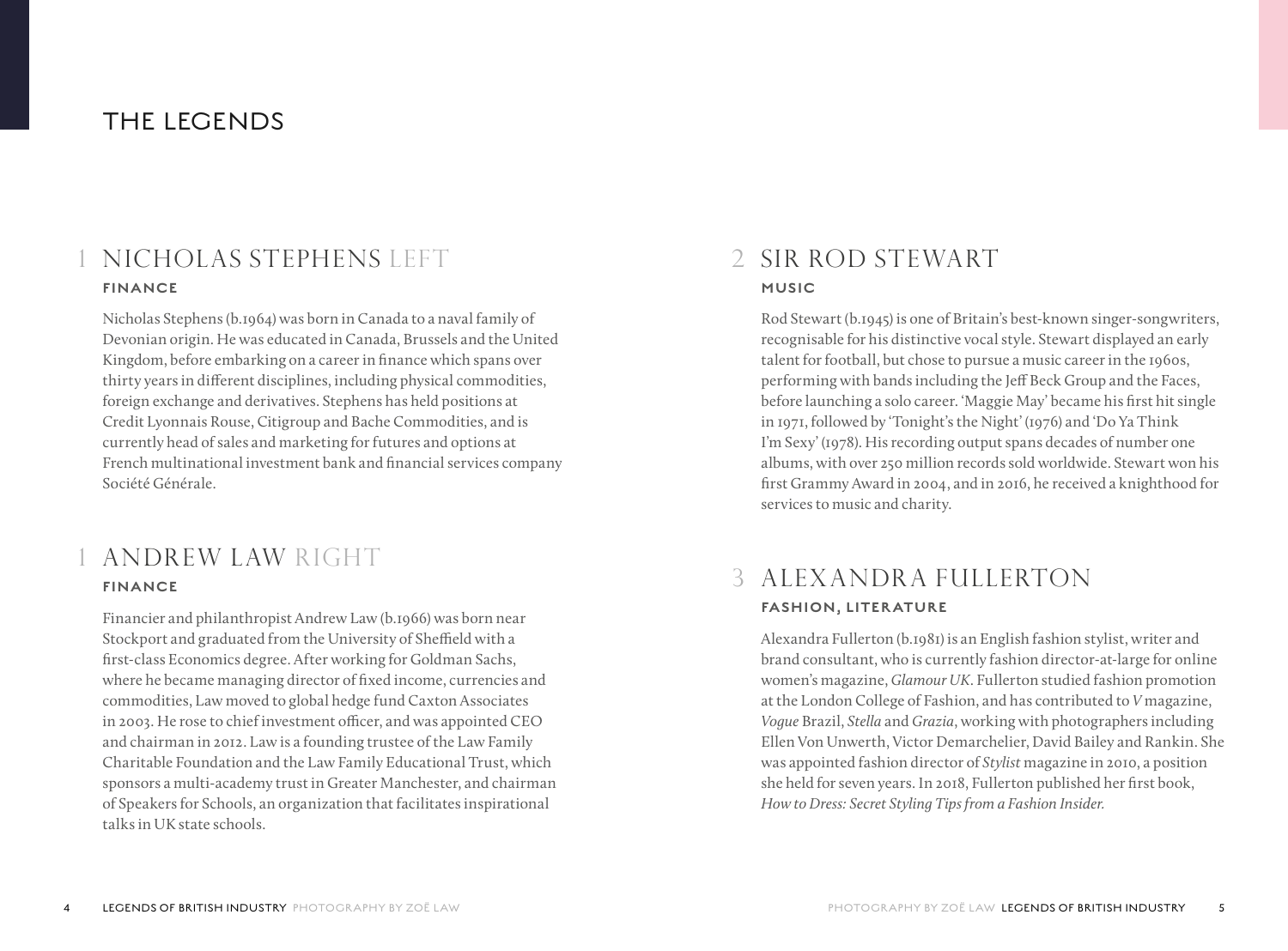# THE LEGENDS

## 1 NICHOLAS STEPHENS LEFT

**FINANCE**

Nicholas Stephens (b.1964) was born in Canada to a naval family of Devonian origin. He was educated in Canada, Brussels and the United Kingdom, before embarking on a career in finance which spans over thirty years in different disciplines, including physical commodities, foreign exchange and derivatives. Stephens has held positions at Credit Lyonnais Rouse, Citigroup and Bache Commodities, and is currently head of sales and marketing for futures and options at French multinational investment bank and financial services company Société Générale.

## 1 ANDREW LAW RIGHT

**FINANCE**

Financier and philanthropist Andrew Law (b.1966) was born near Stockport and graduated from the University of Sheffield with a first-class Economics degree. After working for Goldman Sachs, where he became managing director of fixed income, currencies and commodities, Law moved to global hedge fund Caxton Associates in 2003. He rose to chief investment officer, and was appointed CEO and chairman in 2012. Law is a founding trustee of the Law Family Charitable Foundation and the Law Family Educational Trust, which sponsors a multi-academy trust in Greater Manchester, and chairman of Speakers for Schools, an organization that facilitates inspirational talks in UK state schools.

## 2 SIR ROD STEWART

**MUSIC**

Rod Stewart (b.1945) is one of Britain's best-known singer-songwriters, recognisable for his distinctive vocal style. Stewart displayed an early talent for football, but chose to pursue a music career in the 1960s, performing with bands including the Jeff Beck Group and the Faces, before launching a solo career. 'Maggie May' became his first hit single in 1971, followed by 'Tonight's the Night' (1976) and 'Do Ya Think I'm Sexy' (1978). His recording output spans decades of number one albums, with over 250 million records sold worldwide. Stewart won his first Grammy Award in 2004, and in 2016, he received a knighthood for services to music and charity.

## 3 ALEXANDRA FULLERTON

**FASHION, LITERATURE**

Alexandra Fullerton (b.1981) is an English fashion stylist, writer and brand consultant, who is currently fashion director-at-large for online women's magazine, *Glamour UK*. Fullerton studied fashion promotion at the London College of Fashion, and has contributed to *V* magazine, *Vogue* Brazil, *Stella* and *Grazia*, working with photographers including Ellen Von Unwerth, Victor Demarchelier, David Bailey and Rankin. She was appointed fashion director of *Stylist* magazine in 2010, a position she held for seven years. In 2018, Fullerton published her first book, *How to Dress: Secret Styling Tips from a Fashion Insider.*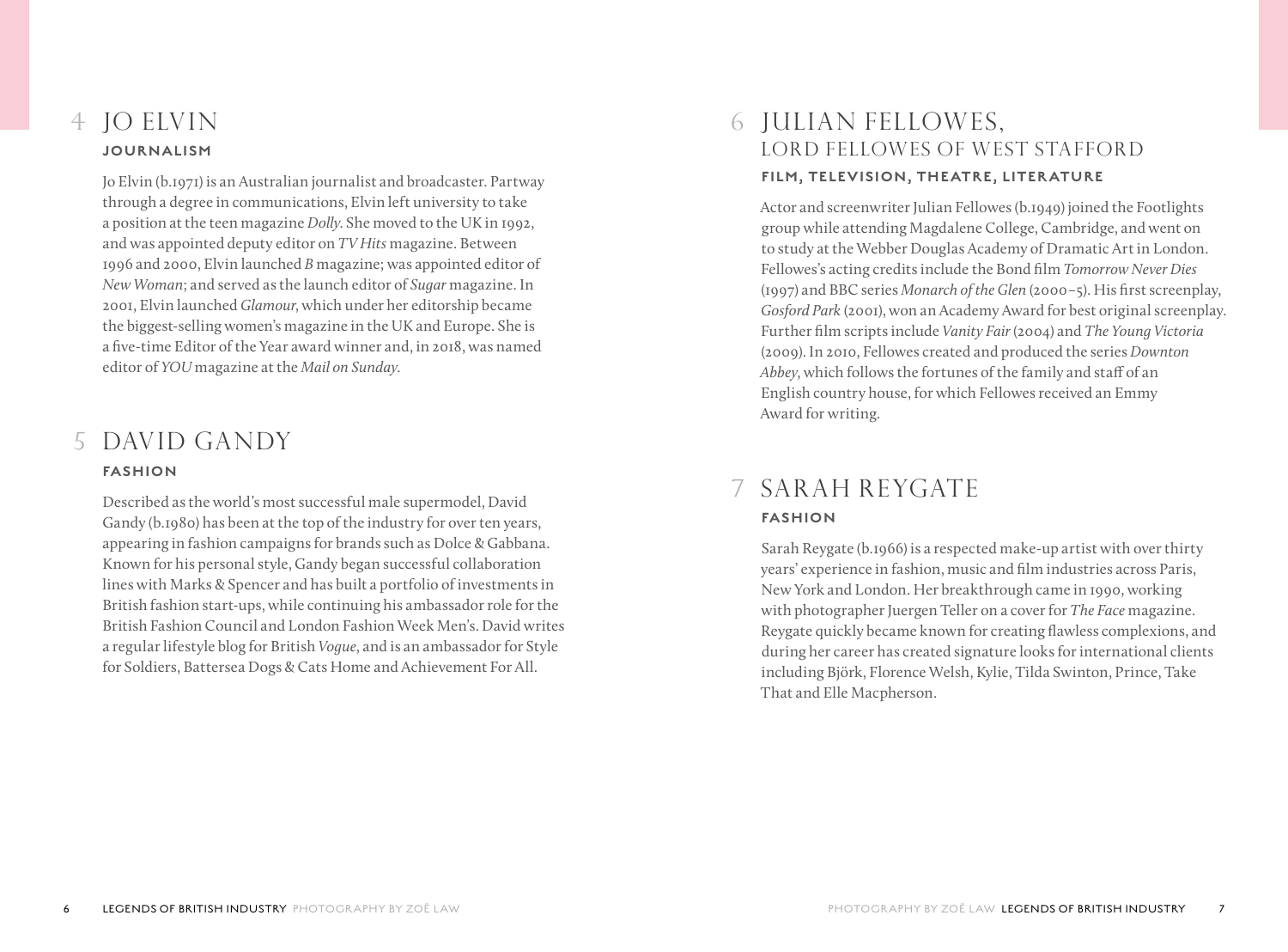## 4 JO ELVIN

**JOURNALISM**

Jo Elvin (b.1971) is an Australian journalist and broadcaster. Partway through a degree in communications, Elvin left university to take a position at the teen magazine *Dolly*. She moved to the UK in 1992, and was appointed deputy editor on *TV Hits* magazine. Between 1996 and 2000, Elvin launched *B* magazine; was appointed editor of *New Woman*; and served as the launch editor of *Sugar* magazine. In 2001, Elvin launched *Glamour*, which under her editorship became the biggest-selling women's magazine in the UK and Europe. She is a five-time Editor of the Year award winner and, in 2018, was named editor of *YOU* magazine at the *Mail on Sunday*.

## 5 DAVID GANDY

**FASHION**

Described as the world's most successful male supermodel, David Gandy (b.1980) has been at the top of the industry for over ten years, appearing in fashion campaigns for brands such as Dolce & Gabbana. Known for his personal style, Gandy began successful collaboration lines with Marks & Spencer and has built a portfolio of investments in British fashion start-ups, while continuing his ambassador role for the British Fashion Council and London Fashion Week Men's. David writes a regular lifestyle blog for British *Vogue*, and is an ambassador for Style for Soldiers, Battersea Dogs & Cats Home and Achievement For All.

## 6 JULIAN FELLOWES, LORD FELLOWES OF WEST STAFFORD

**FILM, TELEVISION, THEATRE, LITERATURE**

Actor and screenwriter Julian Fellowes (b.1949) joined the Footlights group while attending Magdalene College, Cambridge, and went on to study at the Webber Douglas Academy of Dramatic Art in London. Fellowes's acting credits include the Bond film *Tomorrow Never Dies* (1997) and BBC series *Monarch of the Glen* (2000–5). His first screenplay, *Gosford Park* (2001), won an Academy Award for best original screenplay. Further film scripts include *Vanity Fair* (2004) and *The Young Victoria* (2009). In 2010, Fellowes created and produced the series *Downton Abbey*, which follows the fortunes of the family and staff of an English country house, for which Fellowes received an Emmy Award for writing.

## 7 SARAH REYGATE

**FASHION**

Sarah Reygate (b.1966) is a respected make-up artist with over thirty years' experience in fashion, music and film industries across Paris, New York and London. Her breakthrough came in 1990, working with photographer Juergen Teller on a cover for *The Face* magazine. Reygate quickly became known for creating flawless complexions, and during her career has created signature looks for international clients including Björk, Florence Welsh, Kylie, Tilda Swinton, Prince, Take That and Elle Macpherson.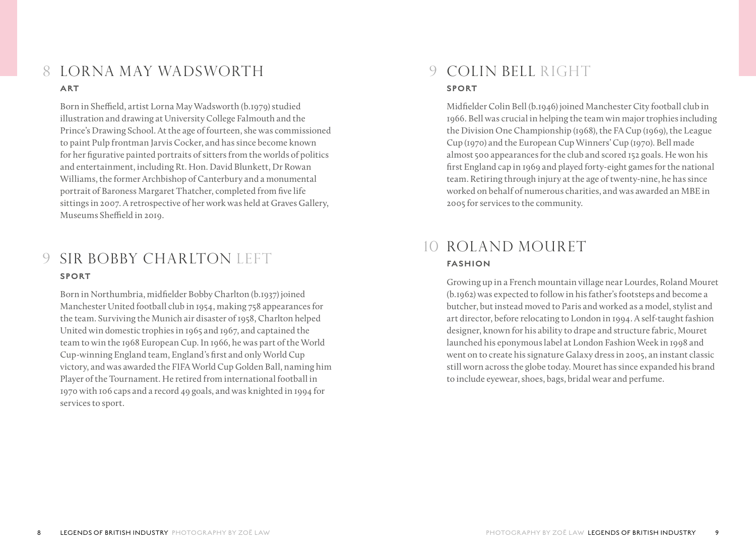## 8 LORNA MAY WADSWORTH

**ART**

Born in Sheffield, artist Lorna May Wadsworth (b.1979) studied illustration and drawing at University College Falmouth and the Prince's Drawing School. At the age of fourteen, she was commissioned to paint Pulp frontman Jarvis Cocker, and has since become known for her figurative painted portraits of sitters from the worlds of politics and entertainment, including Rt. Hon. David Blunkett, Dr Rowan Williams, the former Archbishop of Canterbury and a monumental portrait of Baroness Margaret Thatcher, completed from five life sittings in 2007. A retrospective of her work was held at Graves Gallery, Museums Sheffield in 2019.

## 9 SIR BOBBY CHARLTON LEFT

**SPORT**

Born in Northumbria, midfielder Bobby Charlton (b.1937) joined Manchester United football club in 1954, making 758 appearances for the team. Surviving the Munich air disaster of 1958, Charlton helped United win domestic trophies in 1965 and 1967, and captained the team to win the 1968 European Cup. In 1966, he was part of the World Cup-winning England team, England's first and only World Cup victory, and was awarded the FIFA World Cup Golden Ball, naming him Player of the Tournament. He retired from international football in 1970 with 106 caps and a record 49 goals, and was knighted in 1994 for services to sport.

## 9 COLIN BELL RIGHT

**SPORT**

Midfielder Colin Bell (b.1946) joined Manchester City football club in 1966. Bell was crucial in helping the team win major trophies including the Division One Championship (1968), the FA Cup (1969), the League Cup (1970) and the European Cup Winners' Cup (1970). Bell made almost 500 appearances for the club and scored 152 goals. He won his first England cap in 1969 and played forty-eight games for the national team. Retiring through injury at the age of twenty-nine, he has since worked on behalf of numerous charities, and was awarded an MBE in 2005 for services to the community.

## 10 ROLAND MOURET

**FASHION**

Growing up in a French mountain village near Lourdes, Roland Mouret (b.1962) was expected to follow in his father's footsteps and become a butcher, but instead moved to Paris and worked as a model, stylist and art director, before relocating to London in 1994. A self-taught fashion designer, known for his ability to drape and structure fabric, Mouret launched his eponymous label at London Fashion Week in 1998 and went on to create his signature Galaxy dress in 2005, an instant classic still worn across the globe today. Mouret has since expanded his brand to include eyewear, shoes, bags, bridal wear and perfume.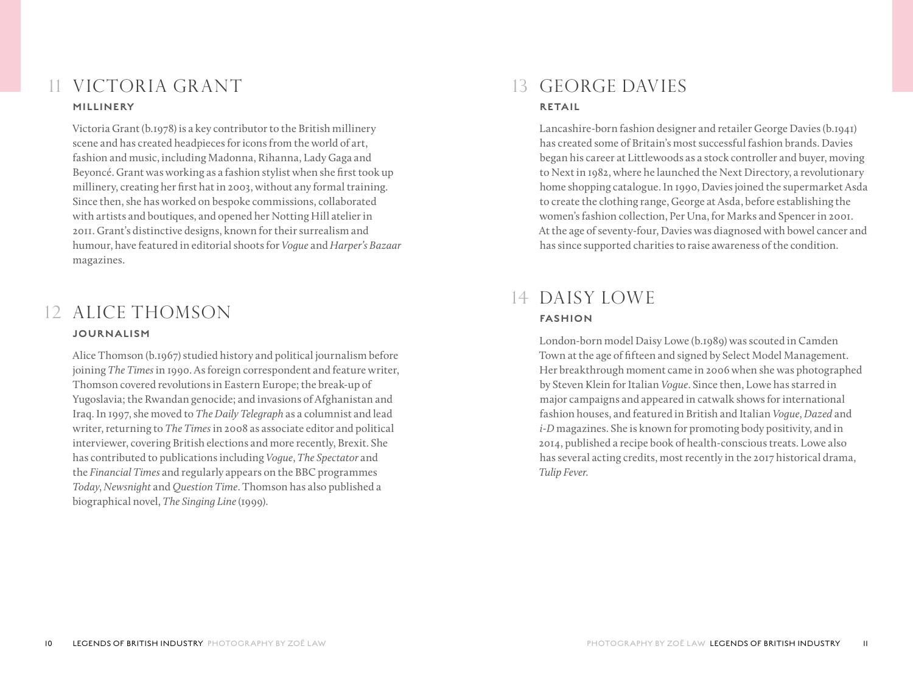## 11 VICTORIA GRANT

**MILLINERY**

Victoria Grant (b.1978) is a key contributor to the British millinery scene and has created headpieces for icons from the world of art, fashion and music, including Madonna, Rihanna, Lady Gaga and Beyoncé. Grant was working as a fashion stylist when she first took up millinery, creating her first hat in 2003, without any formal training. Since then, she has worked on bespoke commissions, collaborated with artists and boutiques, and opened her Notting Hill atelier in 2011. Grant's distinctive designs, known for their surrealism and humour, have featured in editorial shoots for *Vogue* and *Harper's Bazaar* magazines.

## 12 ALICE THOMSON

**JOURNALISM**

Alice Thomson (b.1967) studied history and political journalism before joining *The Times* in 1990. As foreign correspondent and feature writer, Thomson covered revolutions in Eastern Europe; the break-up of Yugoslavia; the Rwandan genocide; and invasions of Afghanistan and Iraq. In 1997, she moved to *The Daily Telegraph* as a columnist and lead writer, returning to *The Times* in 2008 as associate editor and political interviewer, covering British elections and more recently, Brexit. She has contributed to publications including *Vogue*, *The Spectator* and the *Financial Times* and regularly appears on the BBC programmes *Today*, *Newsnight* and *Question Time*. Thomson has also published a biographical novel, *The Singing Line* (1999).

## 13 GEORGE DAVIES

**RETAIL**

Lancashire-born fashion designer and retailer George Davies (b.1941) has created some of Britain's most successful fashion brands. Davies began his career at Littlewoods as a stock controller and buyer, moving to Next in 1982, where he launched the Next Directory, a revolutionary home shopping catalogue. In 1990, Davies joined the supermarket Asda to create the clothing range, George at Asda, before establishing the women's fashion collection, Per Una, for Marks and Spencer in 2001. At the age of seventy-four, Davies was diagnosed with bowel cancer and has since supported charities to raise awareness of the condition.

## 14 DAISY LOWE

**FASHION**

London-born model Daisy Lowe (b.1989) was scouted in Camden Town at the age of fifteen and signed by Select Model Management. Her breakthrough moment came in 2006 when she was photographed by Steven Klein for Italian *Vogue*. Since then, Lowe has starred in major campaigns and appeared in catwalk shows for international fashion houses, and featured in British and Italian *Vogue*, *Dazed* and *i-D* magazines. She is known for promoting body positivity, and in 2014, published a recipe book of health-conscious treats. Lowe also has several acting credits, most recently in the 2017 historical drama, *Tulip Fever*.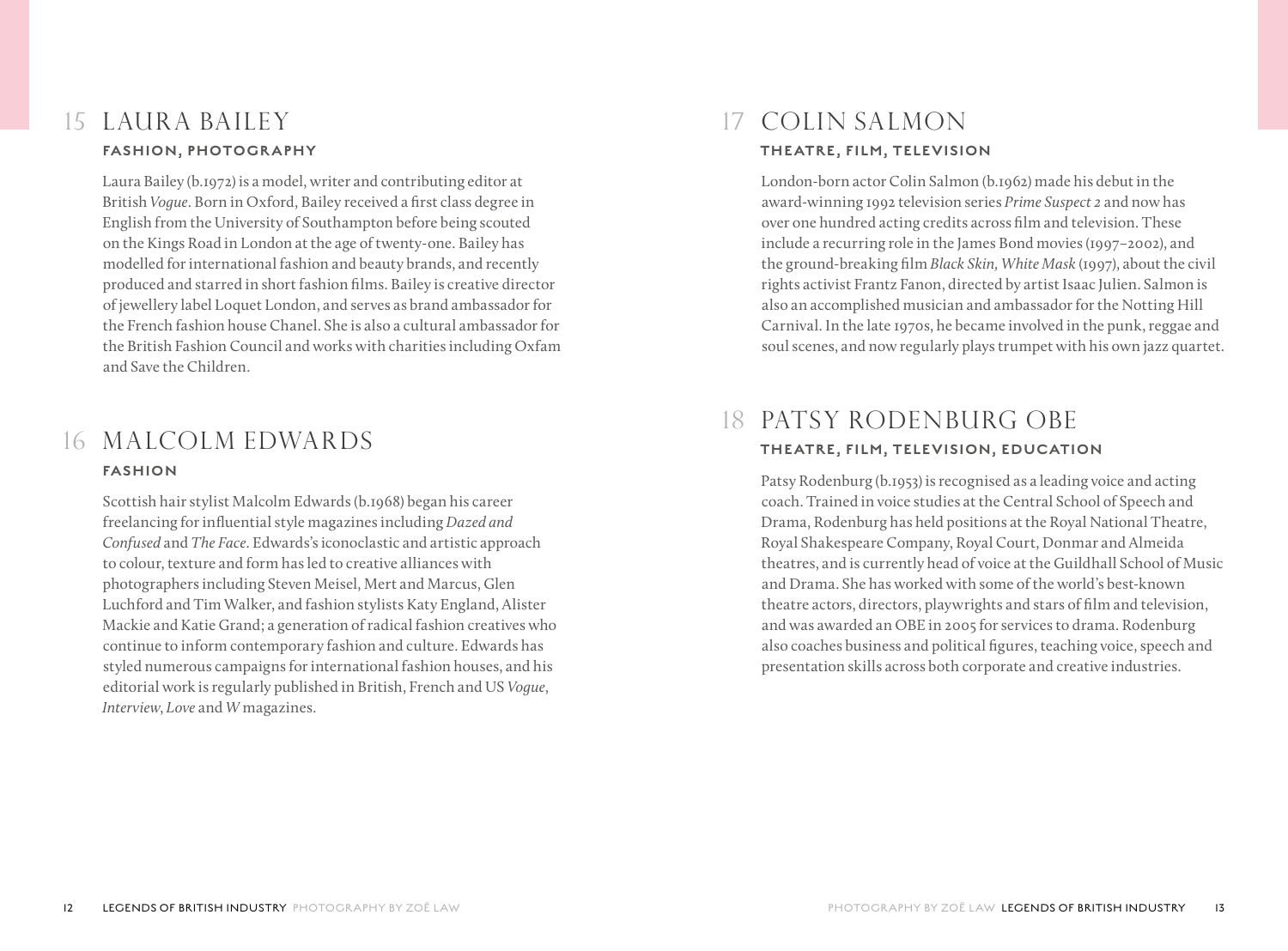## 15 LAURA BAILEY

**FASHION, PHOTOGRAPHY**

Laura Bailey (b.1972) is a model, writer and contributing editor at British *Vogue*. Born in Oxford, Bailey received a first class degree in English from the University of Southampton before being scouted on the Kings Road in London at the age of twenty-one. Bailey has modelled for international fashion and beauty brands, and recently produced and starred in short fashion films. Bailey is creative director of jewellery label Loquet London, and serves as brand ambassador for the French fashion house Chanel. She is also a cultural ambassador for the British Fashion Council and works with charities including Oxfam and Save the Children.

## 16 MALCOLM EDWARDS

**FASHION**

Scottish hair stylist Malcolm Edwards (b.1968) began his career freelancing for influential style magazines including *Dazed and Confused* and *The Face*. Edwards's iconoclastic and artistic approach to colour, texture and form has led to creative alliances with photographers including Steven Meisel, Mert and Marcus, Glen Luchford and Tim Walker, and fashion stylists Katy England, Alister Mackie and Katie Grand; a generation of radical fashion creatives who continue to inform contemporary fashion and culture. Edwards has styled numerous campaigns for international fashion houses, and his editorial work is regularly published in British, French and US *Vogue*, *Interview*, *Love* and *W* magazines.

## 17 COLIN SALMON

**THEATRE, FILM, TELEVISION**

London-born actor Colin Salmon (b.1962) made his debut in the award-winning 1992 television series *Prime Suspect 2* and now has over one hundred acting credits across film and television. These include a recurring role in the James Bond movies (1997–2002), and the ground-breaking film *Black Skin, White Mask* (1997), about the civil rights activist Frantz Fanon, directed by artist Isaac Julien. Salmon is also an accomplished musician and ambassador for the Notting Hill Carnival. In the late 1970s, he became involved in the punk, reggae and soul scenes, and now regularly plays trumpet with his own jazz quartet.

## 18 PATSY RODENBURG OBE

**THEATRE, FILM, TELEVISION, EDUCATION**

Patsy Rodenburg (b.1953) is recognised as a leading voice and acting coach. Trained in voice studies at the Central School of Speech and Drama, Rodenburg has held positions at the Royal National Theatre, Royal Shakespeare Company, Royal Court, Donmar and Almeida theatres, and is currently head of voice at the Guildhall School of Music and Drama. She has worked with some of the world's best-known theatre actors, directors, playwrights and stars of film and television, and was awarded an OBE in 2005 for services to drama. Rodenburg also coaches business and political figures, teaching voice, speech and presentation skills across both corporate and creative industries.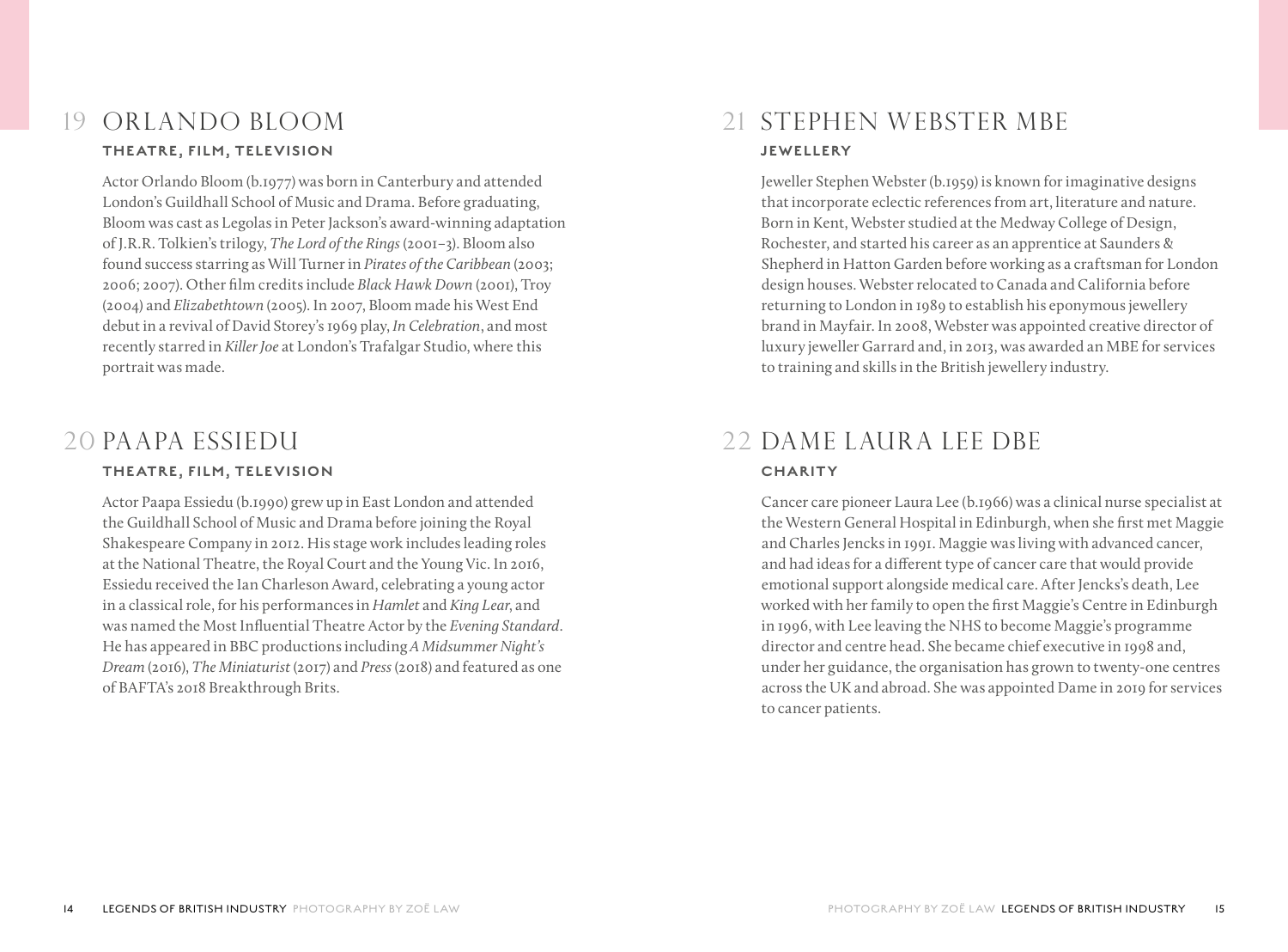## 19 ORLANDO BLOOM

**THEATRE, FILM, TELEVISION**

Actor Orlando Bloom (b.1977) was born in Canterbury and attended London's Guildhall School of Music and Drama. Before graduating, Bloom was cast as Legolas in Peter Jackson's award-winning adaptation of J.R.R. Tolkien's trilogy, *The Lord of the Rings* (2001–3). Bloom also found success starring as Will Turner in *Pirates of the Caribbean* (2003; 2006; 2007). Other film credits include *Black Hawk Down* (2001), Troy (2004) and *Elizabethtown* (2005). In 2007, Bloom made his West End debut in a revival of David Storey's 1969 play, *In Celebration*, and most recently starred in *Killer Joe* at London's Trafalgar Studio, where this portrait was made.

## 20 PAAPA ESSIEDU

**THEATRE, FILM, TELEVISION**

Actor Paapa Essiedu (b.1990) grew up in East London and attended the Guildhall School of Music and Drama before joining the Royal Shakespeare Company in 2012. His stage work includes leading roles at the National Theatre, the Royal Court and the Young Vic. In 2016, Essiedu received the Ian Charleson Award, celebrating a young actor in a classical role, for his performances in *Hamlet* and *King Lear*, and was named the Most Influential Theatre Actor by the *Evening Standard*. He has appeared in BBC productions including *A Midsummer Night's Dream* (2016), *The Miniaturist* (2017) and *Press* (2018) and featured as one of BAFTA's 2018 Breakthrough Brits.

## 21 STEPHEN WEBSTER MBE

**JEWELLERY**

Jeweller Stephen Webster (b.1959) is known for imaginative designs that incorporate eclectic references from art, literature and nature. Born in Kent, Webster studied at the Medway College of Design, Rochester, and started his career as an apprentice at Saunders & Shepherd in Hatton Garden before working as a craftsman for London design houses. Webster relocated to Canada and California before returning to London in 1989 to establish his eponymous jewellery brand in Mayfair. In 2008, Webster was appointed creative director of luxury jeweller Garrard and, in 2013, was awarded an MBE for services to training and skills in the British jewellery industry.

## 22 DAME LAURA LEE DBE

**CHARITY**

Cancer care pioneer Laura Lee (b.1966) was a clinical nurse specialist at the Western General Hospital in Edinburgh, when she first met Maggie and Charles Jencks in 1991. Maggie was living with advanced cancer, and had ideas for a different type of cancer care that would provide emotional support alongside medical care. After Jencks's death, Lee worked with her family to open the first Maggie's Centre in Edinburgh in 1996, with Lee leaving the NHS to become Maggie's programme director and centre head. She became chief executive in 1998 and, under her guidance, the organisation has grown to twenty-one centres across the UK and abroad. She was appointed Dame in 2019 for services to cancer patients.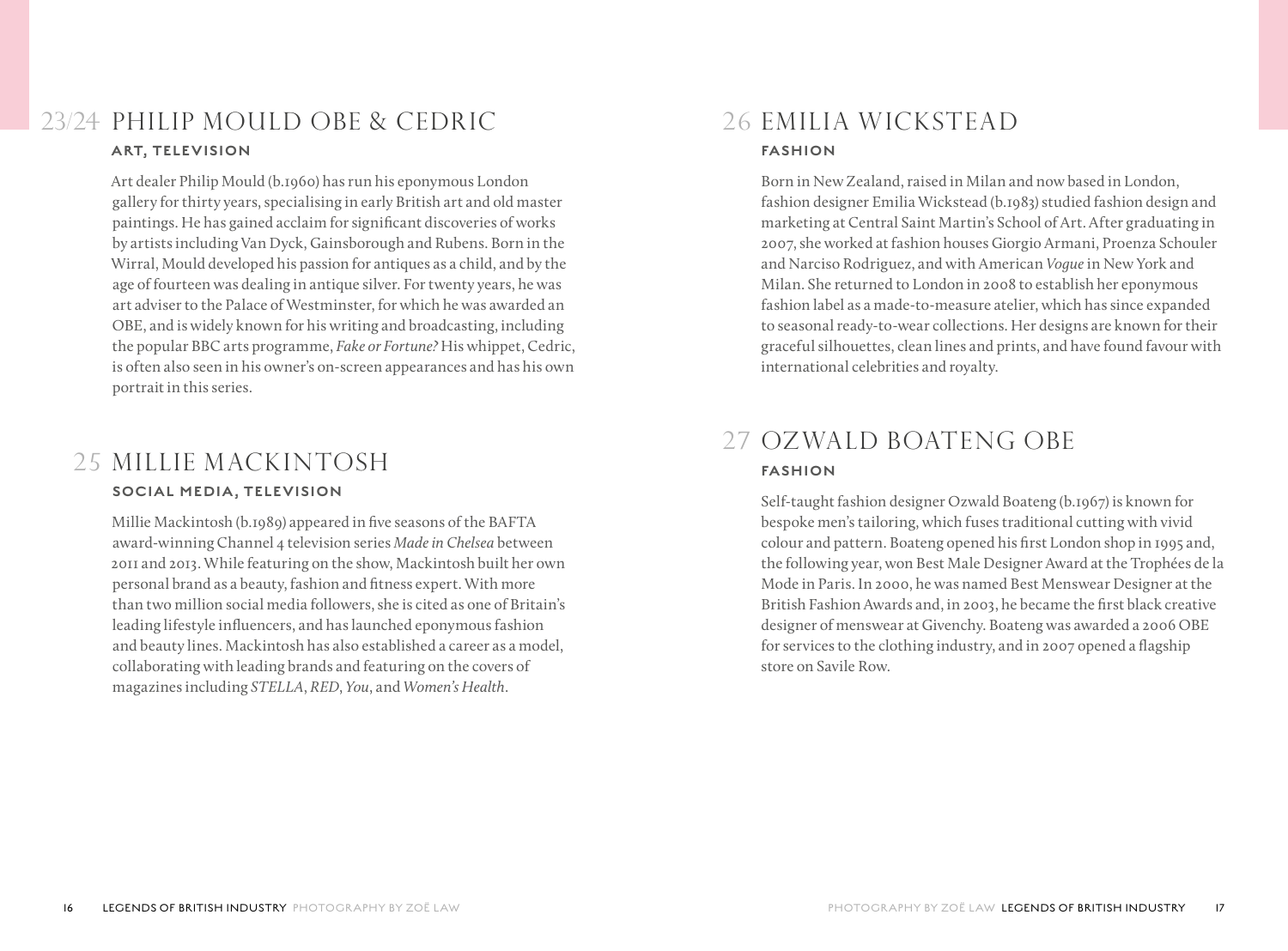## 23/24 PHILIP MOULD OBE & CEDRIC

**ART, TELEVISION**

Art dealer Philip Mould (b.1960) has run his eponymous London gallery for thirty years, specialising in early British art and old master paintings. He has gained acclaim for significant discoveries of works by artists including Van Dyck, Gainsborough and Rubens. Born in the Wirral, Mould developed his passion for antiques as a child, and by the age of fourteen was dealing in antique silver. For twenty years, he was art adviser to the Palace of Westminster, for which he was awarded an OBE, and is widely known for his writing and broadcasting, including the popular BBC arts programme, *Fake or Fortune?* His whippet, Cedric, is often also seen in his owner's on-screen appearances and has his own portrait in this series.

## 25 MILLIE MACKINTOSH

**SOCIAL MEDIA, TELEVISION**

Millie Mackintosh (b.1989) appeared in five seasons of the BAFTA award-winning Channel 4 television series *Made in Chelsea* between 2011 and 2013. While featuring on the show, Mackintosh built her own personal brand as a beauty, fashion and fitness expert. With more than two million social media followers, she is cited as one of Britain's leading lifestyle influencers, and has launched eponymous fashion and beauty lines. Mackintosh has also established a career as a model, collaborating with leading brands and featuring on the covers of magazines including *STELLA*, *RED*, *You*, and *Women's Health*.

## 26 EMILIA WICKSTEAD

**FASHION**

Born in New Zealand, raised in Milan and now based in London, fashion designer Emilia Wickstead (b.1983) studied fashion design and marketing at Central Saint Martin's School of Art. After graduating in 2007, she worked at fashion houses Giorgio Armani, Proenza Schouler and Narciso Rodriguez, and with American *Vogue* in New York and Milan. She returned to London in 2008 to establish her eponymous fashion label as a made-to-measure atelier, which has since expanded to seasonal ready-to-wear collections. Her designs are known for their graceful silhouettes, clean lines and prints, and have found favour with international celebrities and royalty.

## 27 OZWALD BOATENG OBE

**FASHION**

Self-taught fashion designer Ozwald Boateng (b.1967) is known for bespoke men's tailoring, which fuses traditional cutting with vivid colour and pattern. Boateng opened his first London shop in 1995 and, the following year, won Best Male Designer Award at the Trophées de la Mode in Paris. In 2000, he was named Best Menswear Designer at the British Fashion Awards and, in 2003, he became the first black creative designer of menswear at Givenchy. Boateng was awarded a 2006 OBE for services to the clothing industry, and in 2007 opened a flagship store on Savile Row.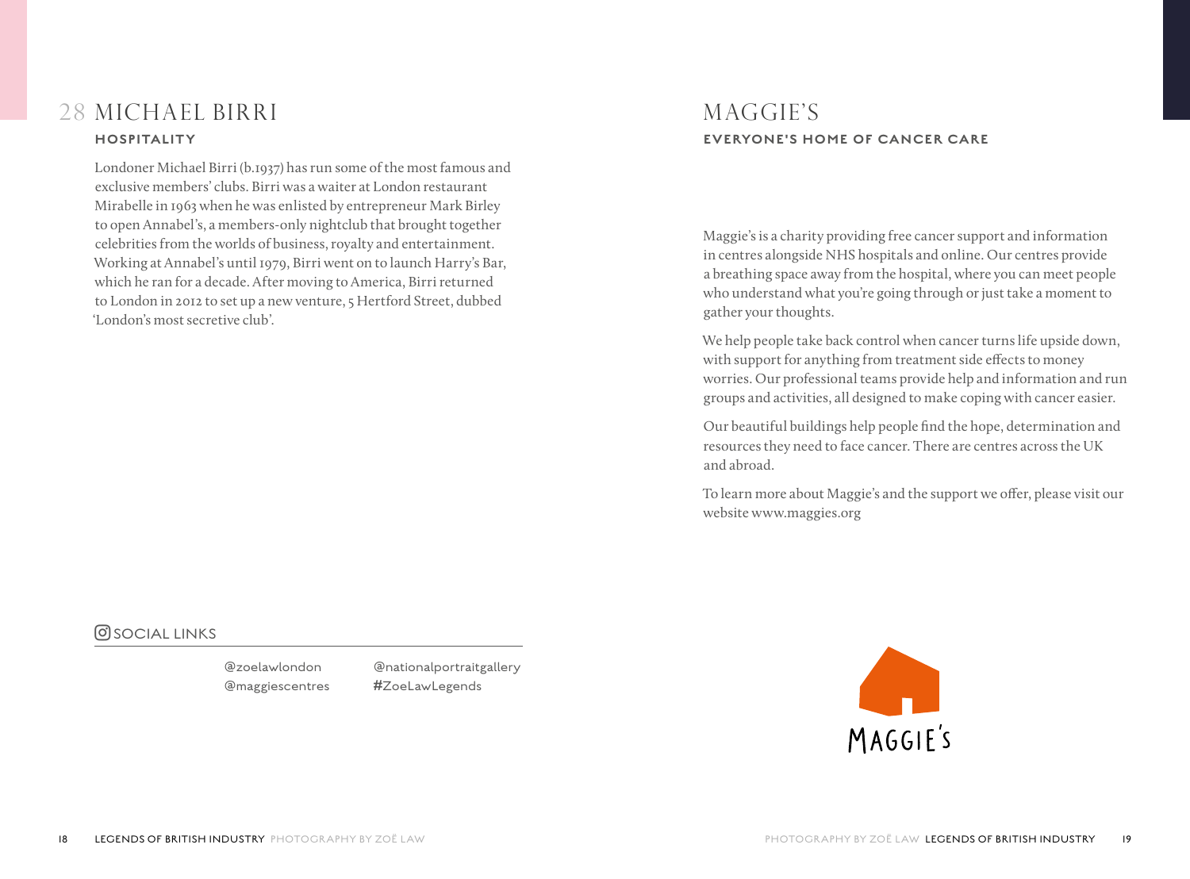## 28 MICHAEL BIRRI

**HOSPITALITY**

Londoner Michael Birri (b.1937) has run some of the most famous and exclusive members' clubs. Birri was a waiter at London restaurant Mirabelle in 1963 when he was enlisted by entrepreneur Mark Birley to open Annabel's, a members-only nightclub that brought together celebrities from the worlds of business, royalty and entertainment. Working at Annabel's until 1979, Birri went on to launch Harry's Bar, which he ran for a decade. After moving to America, Birri returned to London in 2012 to set up a new venture, 5 Hertford Street, dubbed 'London's most secretive club'.

SOCIAL LINKS

@zoelawlondon
@maggiescentres
@nationalportraitgallery
#ZoeLawLegends

## MAGGIE'S

**EVERYONE'S HOME OF CANCER CARE**

Maggie's is a charity providing free cancer support and information in centres alongside NHS hospitals and online. Our centres provide a breathing space away from the hospital, where you can meet people who understand what you're going through or just take a moment to gather your thoughts.

We help people take back control when cancer turns life upside down, with support for anything from treatment side effects to money worries. Our professional teams provide help and information and run groups and activities, all designed to make coping with cancer easier.

Our beautiful buildings help people find the hope, determination and resources they need to face cancer. There are centres across the UK and abroad.

To learn more about Maggie's and the support we offer, please visit our website www.maggies.org

MAGGIE'S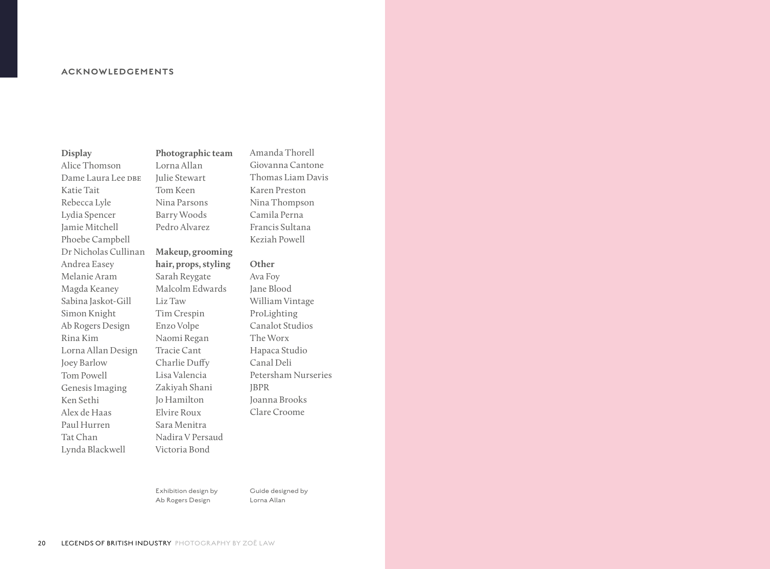# ACKNOWLEDGEMENTS

**Display**
Alice Thomson
Dame Laura Lee DBE
Katie Tait
Rebecca Lyle
Lydia Spencer
Jamie Mitchell
Phoebe Campbell
Dr Nicholas Cullinan
Andrea Easey
Melanie Aram
Magda Keaney
Sabina Jaskot-Gill
Simon Knight
Ab Rogers Design
Rina Kim
Lorna Allan Design
Joey Barlow
Tom Powell
Genesis Imaging
Ken Sethi
Alex de Haas
Paul Hurren
Tat Chan
Lynda Blackwell

**Photographic team**
Lorna Allan
Julie Stewart
Tom Keen
Nina Parsons
Barry Woods
Pedro Alvarez

**Makeup, grooming hair, props, styling**
Sarah Reygate
Malcolm Edwards
Liz Taw
Tim Crespin
Enzo Volpe
Naomi Regan
Tracie Cant
Charlie Duffy
Lisa Valencia
Zakiyah Shani
Jo Hamilton
Elvire Roux
Sara Menitra
Nadira V Persaud
Victoria Bond
Amanda Thorell
Giovanna Cantone
Thomas Liam Davis
Karen Preston
Nina Thompson
Camila Perna
Francis Sultana
Keziah Powell

**Other**
Ava Foy
Jane Blood
William Vintage
ProLighting
Canalot Studios
The Worx
Hapaca Studio
Canal Deli
Petersham Nurseries
JBPR
Joanna Brooks
Clare Croome

Exhibition design by
Ab Rogers Design

Guide designed by
Lorna Allan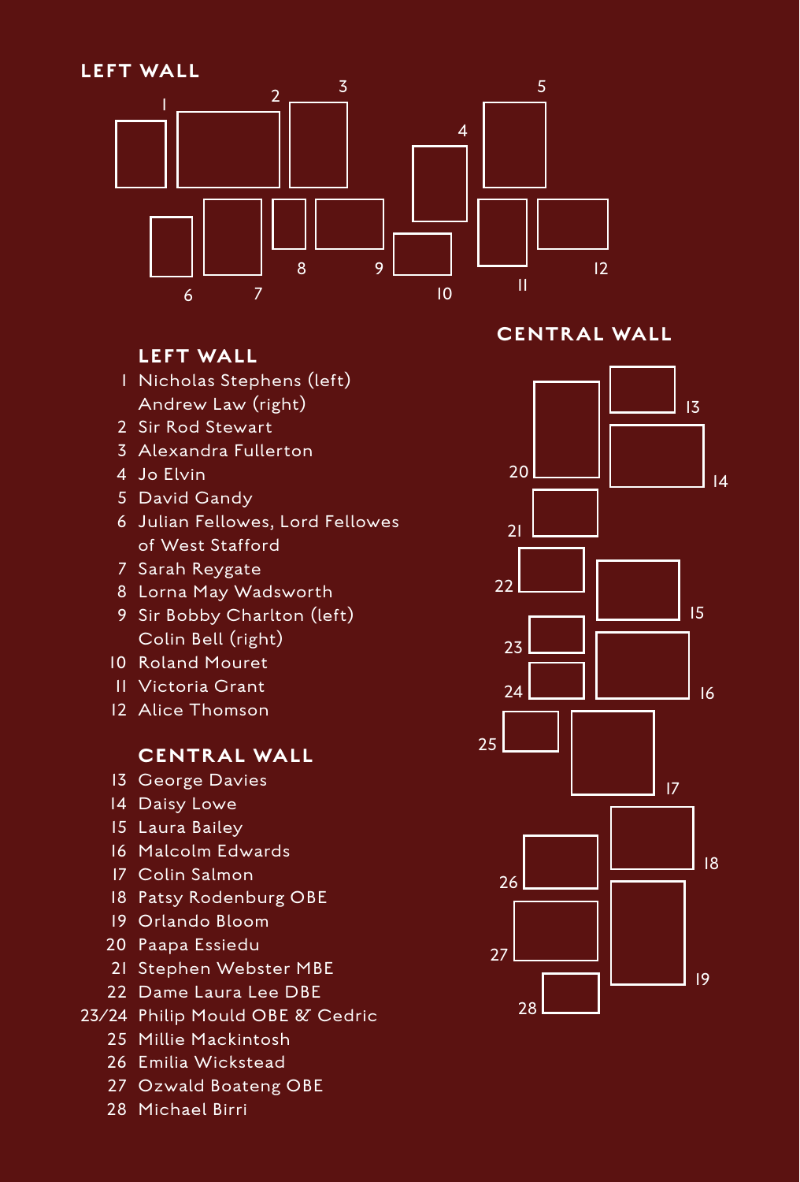## LEFT WALL

1 Nicholas Stephens (left)
Andrew Law (right)
2 Sir Rod Stewart
3 Alexandra Fullerton
4 Jo Elvin
5 David Gandy
6 Julian Fellowes, Lord Fellowes of West Stafford
7 Sarah Reygate
8 Lorna May Wadsworth
9 Sir Bobby Charlton (left)
Colin Bell (right)
10 Roland Mouret
11 Victoria Grant
12 Alice Thomson

## CENTRAL WALL

13 George Davies
14 Daisy Lowe
15 Laura Bailey
16 Malcolm Edwards
17 Colin Salmon
18 Patsy Rodenburg OBE
19 Orlando Bloom
20 Paapa Essiedu
21 Stephen Webster MBE
22 Dame Laura Lee DBE
23/24 Philip Mould OBE & Cedric
25 Millie Mackintosh
26 Emilia Wickstead
27 Ozwald Boateng OBE
28 Michael Birri